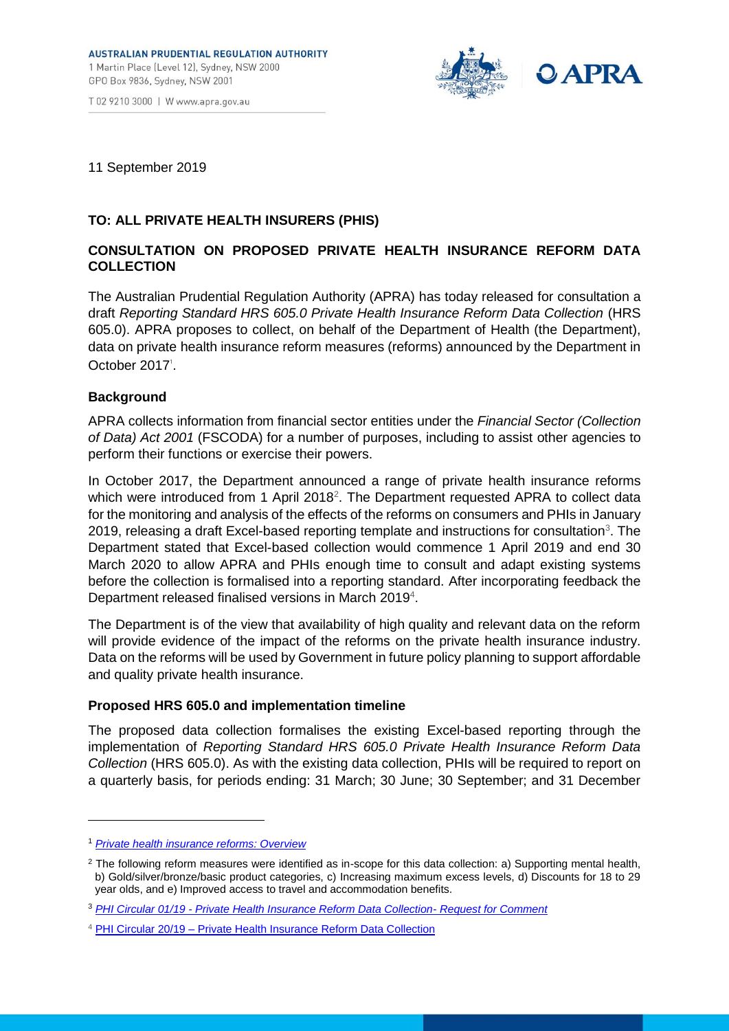AUSTRALIAN PRUDENTIAL REGULATION AUTHORITY
1 Martin Place (Level 12), Sydney, NSW 2000
GPO Box 9836, Sydney, NSW 2001

T 02 9210 3000 | W www.apra.gov.au

11 September 2019

**TO: ALL PRIVATE HEALTH INSURERS (PHIS)**

**CONSULTATION ON PROPOSED PRIVATE HEALTH INSURANCE REFORM DATA COLLECTION**

The Australian Prudential Regulation Authority (APRA) has today released for consultation a draft *Reporting Standard HRS 605.0 Private Health Insurance Reform Data Collection* (HRS 605.0). APRA proposes to collect, on behalf of the Department of Health (the Department), data on private health insurance reform measures (reforms) announced by the Department in October 2017[1].

**Background**

APRA collects information from financial sector entities under the *Financial Sector (Collection of Data) Act 2001* (FSCODA) for a number of purposes, including to assist other agencies to perform their functions or exercise their powers.

In October 2017, the Department announced a range of private health insurance reforms which were introduced from 1 April 2018[2]. The Department requested APRA to collect data for the monitoring and analysis of the effects of the reforms on consumers and PHIs in January 2019, releasing a draft Excel-based reporting template and instructions for consultation[3]. The Department stated that Excel-based collection would commence 1 April 2019 and end 30 March 2020 to allow APRA and PHIs enough time to consult and adapt existing systems before the collection is formalised into a reporting standard. After incorporating feedback the Department released finalised versions in March 2019[4].

The Department is of the view that availability of high quality and relevant data on the reform will provide evidence of the impact of the reforms on the private health insurance industry. Data on the reforms will be used by Government in future policy planning to support affordable and quality private health insurance.

**Proposed HRS 605.0 and implementation timeline**

The proposed data collection formalises the existing Excel-based reporting through the implementation of *Reporting Standard HRS 605.0 Private Health Insurance Reform Data Collection* (HRS 605.0). As with the existing data collection, PHIs will be required to report on a quarterly basis, for periods ending: 31 March; 30 June; 30 September; and 31 December

---

[1] *Private health insurance reforms: Overview*

[2] The following reform measures were identified as in-scope for this data collection: a) Supporting mental health, b) Gold/silver/bronze/basic product categories, c) Increasing maximum excess levels, d) Discounts for 18 to 29 year olds, and e) Improved access to travel and accommodation benefits.

[3] *PHI Circular 01/19 - Private Health Insurance Reform Data Collection- Request for Comment*

[4] PHI Circular 20/19 – Private Health Insurance Reform Data Collection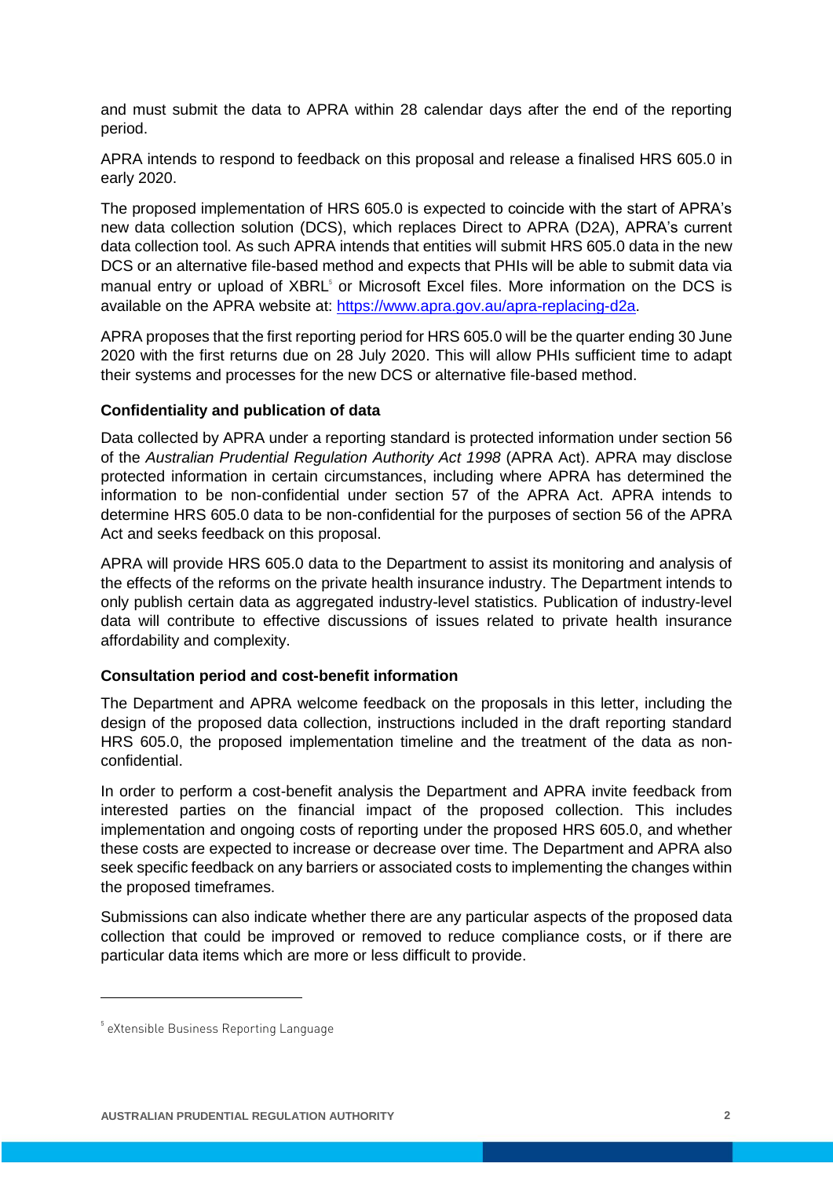and must submit the data to APRA within 28 calendar days after the end of the reporting period.

APRA intends to respond to feedback on this proposal and release a finalised HRS 605.0 in early 2020.

The proposed implementation of HRS 605.0 is expected to coincide with the start of APRA's new data collection solution (DCS), which replaces Direct to APRA (D2A), APRA's current data collection tool. As such APRA intends that entities will submit HRS 605.0 data in the new DCS or an alternative file-based method and expects that PHIs will be able to submit data via manual entry or upload of XBRL[5] or Microsoft Excel files. More information on the DCS is available on the APRA website at: https://www.apra.gov.au/apra-replacing-d2a.

APRA proposes that the first reporting period for HRS 605.0 will be the quarter ending 30 June 2020 with the first returns due on 28 July 2020. This will allow PHIs sufficient time to adapt their systems and processes for the new DCS or alternative file-based method.

**Confidentiality and publication of data**

Data collected by APRA under a reporting standard is protected information under section 56 of the *Australian Prudential Regulation Authority Act 1998* (APRA Act). APRA may disclose protected information in certain circumstances, including where APRA has determined the information to be non-confidential under section 57 of the APRA Act. APRA intends to determine HRS 605.0 data to be non-confidential for the purposes of section 56 of the APRA Act and seeks feedback on this proposal.

APRA will provide HRS 605.0 data to the Department to assist its monitoring and analysis of the effects of the reforms on the private health insurance industry. The Department intends to only publish certain data as aggregated industry-level statistics. Publication of industry-level data will contribute to effective discussions of issues related to private health insurance affordability and complexity.

**Consultation period and cost-benefit information**

The Department and APRA welcome feedback on the proposals in this letter, including the design of the proposed data collection, instructions included in the draft reporting standard HRS 605.0, the proposed implementation timeline and the treatment of the data as non-confidential.

In order to perform a cost-benefit analysis the Department and APRA invite feedback from interested parties on the financial impact of the proposed collection. This includes implementation and ongoing costs of reporting under the proposed HRS 605.0, and whether these costs are expected to increase or decrease over time. The Department and APRA also seek specific feedback on any barriers or associated costs to implementing the changes within the proposed timeframes.

Submissions can also indicate whether there are any particular aspects of the proposed data collection that could be improved or removed to reduce compliance costs, or if there are particular data items which are more or less difficult to provide.

[5] eXtensible Business Reporting Language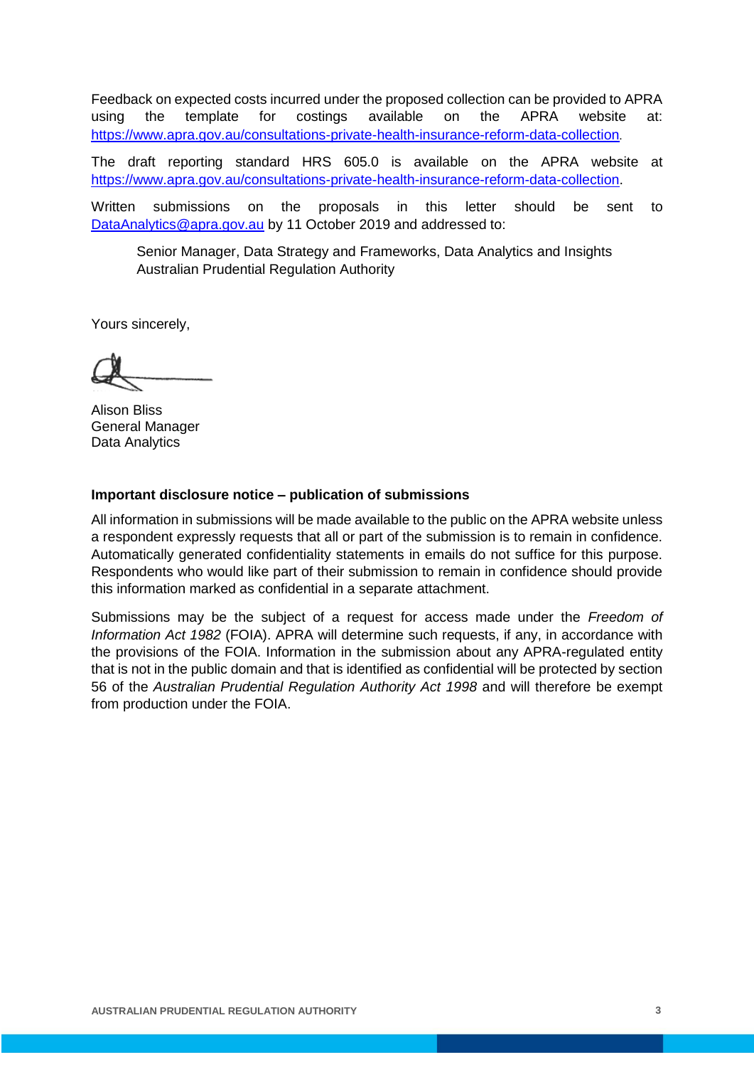Feedback on expected costs incurred under the proposed collection can be provided to APRA using the template for costings available on the APRA website at: https://www.apra.gov.au/consultations-private-health-insurance-reform-data-collection.

The draft reporting standard HRS 605.0 is available on the APRA website at https://www.apra.gov.au/consultations-private-health-insurance-reform-data-collection.

Written submissions on the proposals in this letter should be sent to DataAnalytics@apra.gov.au by 11 October 2019 and addressed to:

> Senior Manager, Data Strategy and Frameworks, Data Analytics and Insights
> Australian Prudential Regulation Authority

Yours sincerely,

Alison Bliss
General Manager
Data Analytics

**Important disclosure notice – publication of submissions**

All information in submissions will be made available to the public on the APRA website unless a respondent expressly requests that all or part of the submission is to remain in confidence. Automatically generated confidentiality statements in emails do not suffice for this purpose. Respondents who would like part of their submission to remain in confidence should provide this information marked as confidential in a separate attachment.

Submissions may be the subject of a request for access made under the *Freedom of Information Act 1982* (FOIA). APRA will determine such requests, if any, in accordance with the provisions of the FOIA. Information in the submission about any APRA-regulated entity that is not in the public domain and that is identified as confidential will be protected by section 56 of the *Australian Prudential Regulation Authority Act 1998* and will therefore be exempt from production under the FOIA.